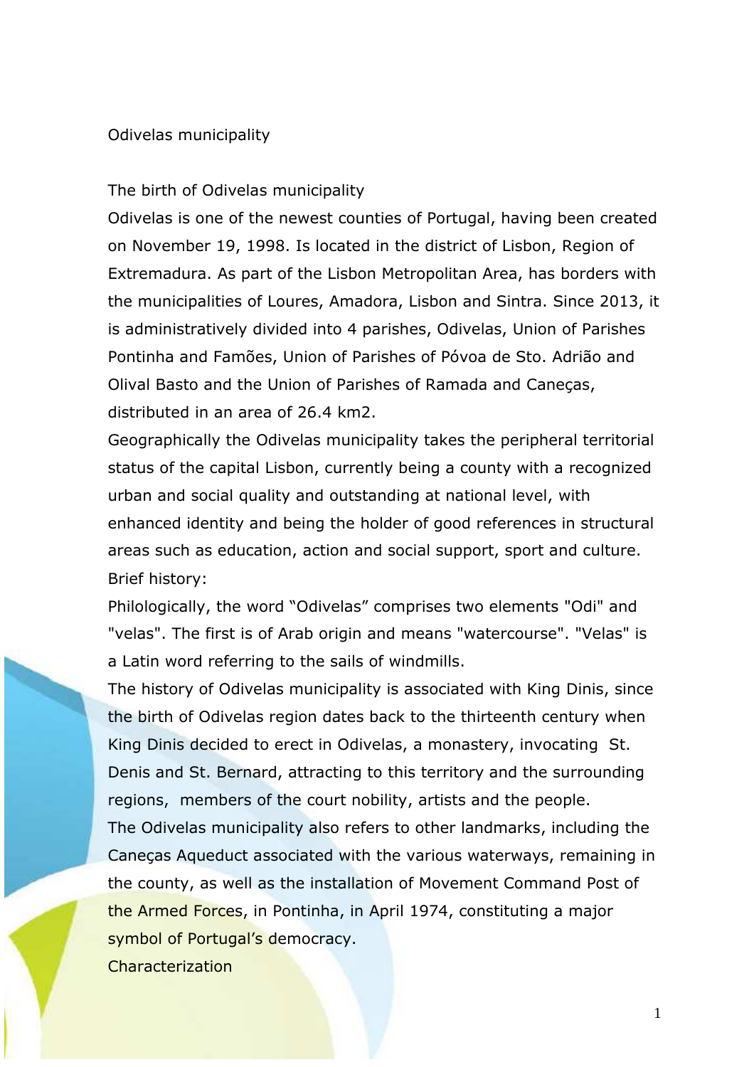# Odivelas municipality

## The birth of Odivelas municipality

Odivelas is one of the newest counties of Portugal, having been created on November 19, 1998. Is located in the district of Lisbon, Region of Extremadura. As part of the Lisbon Metropolitan Area, has borders with the municipalities of Loures, Amadora, Lisbon and Sintra. Since 2013, it is administratively divided into 4 parishes, Odivelas, Union of Parishes Pontinha and Famões, Union of Parishes of Póvoa de Sto. Adrião and Olival Basto and the Union of Parishes of Ramada and Caneças, distributed in an area of 26.4 km2.

Geographically the Odivelas municipality takes the peripheral territorial status of the capital Lisbon, currently being a county with a recognized urban and social quality and outstanding at national level, with enhanced identity and being the holder of good references in structural areas such as education, action and social support, sport and culture.

## Brief history:

Philologically, the word "Odivelas" comprises two elements "Odi" and "velas". The first is of Arab origin and means "watercourse". "Velas" is a Latin word referring to the sails of windmills.

The history of Odivelas municipality is associated with King Dinis, since the birth of Odivelas region dates back to the thirteenth century when King Dinis decided to erect in Odivelas, a monastery, invocating St. Denis and St. Bernard, attracting to this territory and the surrounding regions, members of the court nobility, artists and the people.

The Odivelas municipality also refers to other landmarks, including the Caneças Aqueduct associated with the various waterways, remaining in the county, as well as the installation of Movement Command Post of the Armed Forces, in Pontinha, in April 1974, constituting a major symbol of Portugal's democracy.

## Characterization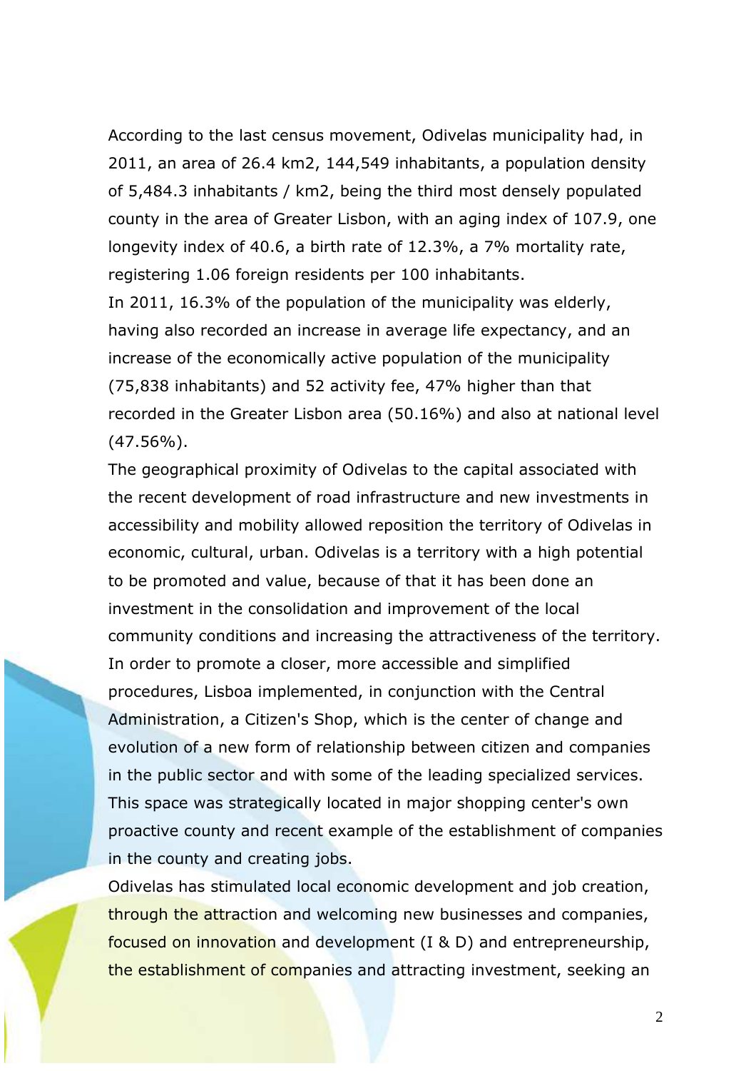According to the last census movement, Odivelas municipality had, in 2011, an area of 26.4 km2, 144,549 inhabitants, a population density of 5,484.3 inhabitants / km2, being the third most densely populated county in the area of Greater Lisbon, with an aging index of 107.9, one longevity index of 40.6, a birth rate of 12.3%, a 7% mortality rate, registering 1.06 foreign residents per 100 inhabitants.

In 2011, 16.3% of the population of the municipality was elderly, having also recorded an increase in average life expectancy, and an increase of the economically active population of the municipality (75,838 inhabitants) and 52 activity fee, 47% higher than that recorded in the Greater Lisbon area (50.16%) and also at national level (47.56%).

The geographical proximity of Odivelas to the capital associated with the recent development of road infrastructure and new investments in accessibility and mobility allowed reposition the territory of Odivelas in economic, cultural, urban. Odivelas is a territory with a high potential to be promoted and value, because of that it has been done an investment in the consolidation and improvement of the local community conditions and increasing the attractiveness of the territory.

In order to promote a closer, more accessible and simplified procedures, Lisboa implemented, in conjunction with the Central Administration, a Citizen's Shop, which is the center of change and evolution of a new form of relationship between citizen and companies in the public sector and with some of the leading specialized services. This space was strategically located in major shopping center's own proactive county and recent example of the establishment of companies in the county and creating jobs.

Odivelas has stimulated local economic development and job creation, through the attraction and welcoming new businesses and companies, focused on innovation and development (I & D) and entrepreneurship, the establishment of companies and attracting investment, seeking an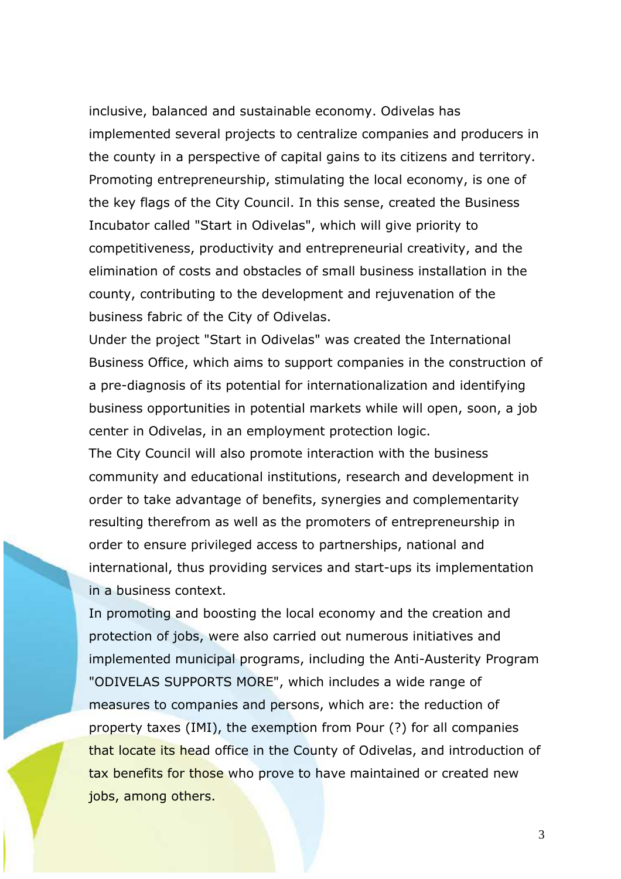inclusive, balanced and sustainable economy. Odivelas has implemented several projects to centralize companies and producers in the county in a perspective of capital gains to its citizens and territory. Promoting entrepreneurship, stimulating the local economy, is one of the key flags of the City Council. In this sense, created the Business Incubator called "Start in Odivelas", which will give priority to competitiveness, productivity and entrepreneurial creativity, and the elimination of costs and obstacles of small business installation in the county, contributing to the development and rejuvenation of the business fabric of the City of Odivelas.

Under the project "Start in Odivelas" was created the International Business Office, which aims to support companies in the construction of a pre-diagnosis of its potential for internationalization and identifying business opportunities in potential markets while will open, soon, a job center in Odivelas, in an employment protection logic.

The City Council will also promote interaction with the business community and educational institutions, research and development in order to take advantage of benefits, synergies and complementarity resulting therefrom as well as the promoters of entrepreneurship in order to ensure privileged access to partnerships, national and international, thus providing services and start-ups its implementation in a business context.

In promoting and boosting the local economy and the creation and protection of jobs, were also carried out numerous initiatives and implemented municipal programs, including the Anti-Austerity Program "ODIVELAS SUPPORTS MORE", which includes a wide range of measures to companies and persons, which are: the reduction of property taxes (IMI), the exemption from Pour (?) for all companies that locate its head office in the County of Odivelas, and introduction of tax benefits for those who prove to have maintained or created new jobs, among others.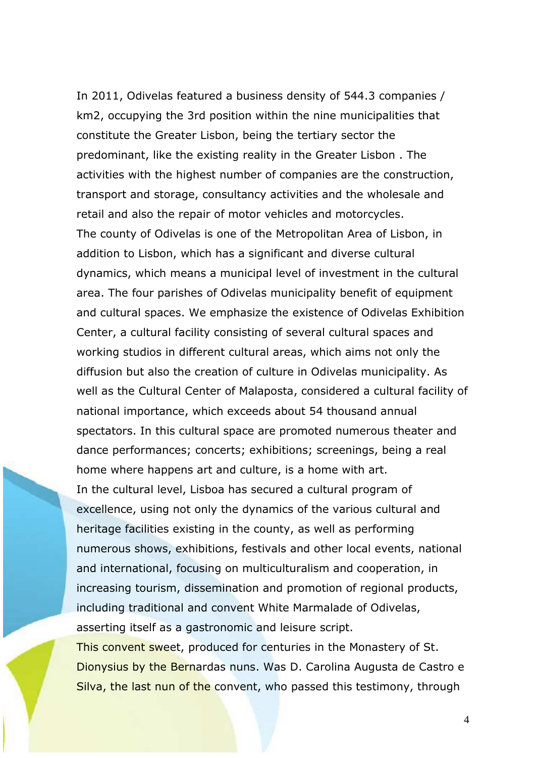In 2011, Odivelas featured a business density of 544.3 companies / km2, occupying the 3rd position within the nine municipalities that constitute the Greater Lisbon, being the tertiary sector the predominant, like the existing reality in the Greater Lisbon . The activities with the highest number of companies are the construction, transport and storage, consultancy activities and the wholesale and retail and also the repair of motor vehicles and motorcycles.

The county of Odivelas is one of the Metropolitan Area of Lisbon, in addition to Lisbon, which has a significant and diverse cultural dynamics, which means a municipal level of investment in the cultural area. The four parishes of Odivelas municipality benefit of equipment and cultural spaces. We emphasize the existence of Odivelas Exhibition Center, a cultural facility consisting of several cultural spaces and working studios in different cultural areas, which aims not only the diffusion but also the creation of culture in Odivelas municipality. As well as the Cultural Center of Malaposta, considered a cultural facility of national importance, which exceeds about 54 thousand annual spectators. In this cultural space are promoted numerous theater and dance performances; concerts; exhibitions; screenings, being a real home where happens art and culture, is a home with art.

In the cultural level, Lisboa has secured a cultural program of excellence, using not only the dynamics of the various cultural and heritage facilities existing in the county, as well as performing numerous shows, exhibitions, festivals and other local events, national and international, focusing on multiculturalism and cooperation, in increasing tourism, dissemination and promotion of regional products, including traditional and convent White Marmalade of Odivelas, asserting itself as a gastronomic and leisure script.

This convent sweet, produced for centuries in the Monastery of St. Dionysius by the Bernardas nuns. Was D. Carolina Augusta de Castro e Silva, the last nun of the convent, who passed this testimony, through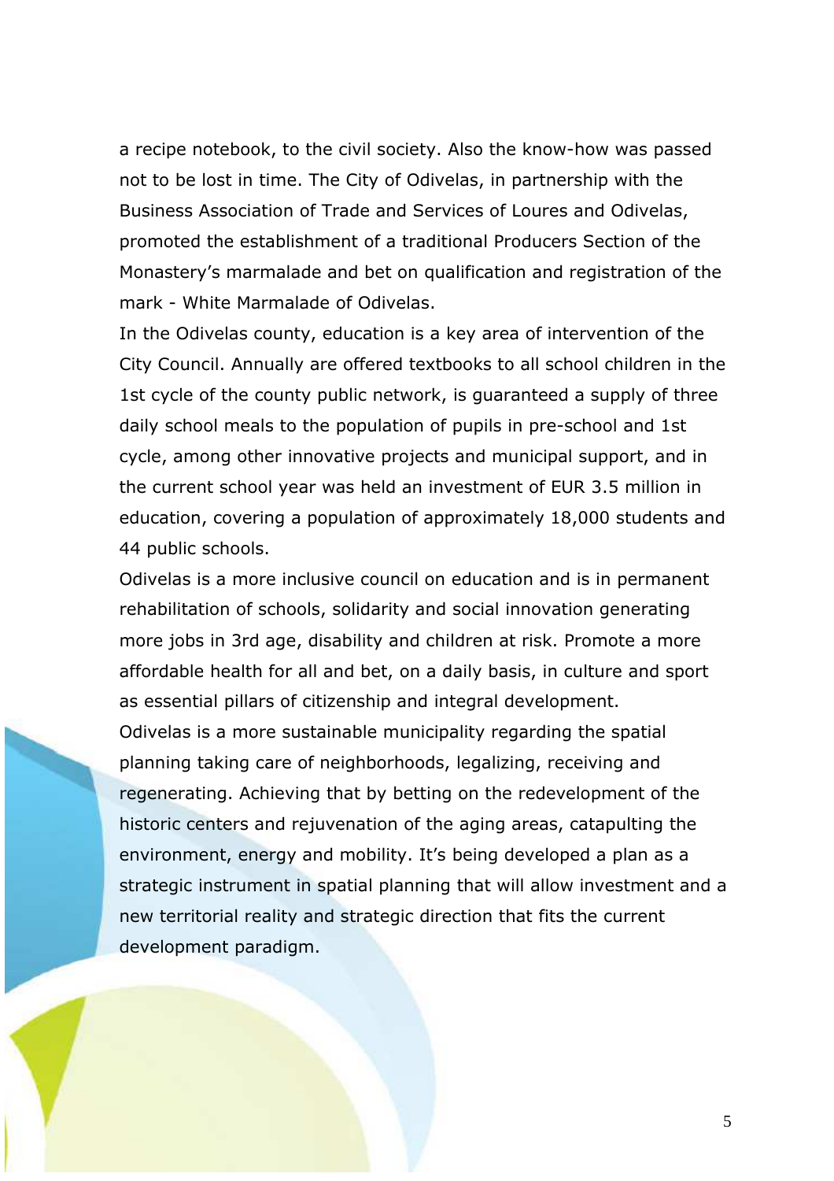a recipe notebook, to the civil society. Also the know-how was passed not to be lost in time. The City of Odivelas, in partnership with the Business Association of Trade and Services of Loures and Odivelas, promoted the establishment of a traditional Producers Section of the Monastery's marmalade and bet on qualification and registration of the mark - White Marmalade of Odivelas.

In the Odivelas county, education is a key area of intervention of the City Council. Annually are offered textbooks to all school children in the 1st cycle of the county public network, is guaranteed a supply of three daily school meals to the population of pupils in pre-school and 1st cycle, among other innovative projects and municipal support, and in the current school year was held an investment of EUR 3.5 million in education, covering a population of approximately 18,000 students and 44 public schools.

Odivelas is a more inclusive council on education and is in permanent rehabilitation of schools, solidarity and social innovation generating more jobs in 3rd age, disability and children at risk. Promote a more affordable health for all and bet, on a daily basis, in culture and sport as essential pillars of citizenship and integral development.

Odivelas is a more sustainable municipality regarding the spatial planning taking care of neighborhoods, legalizing, receiving and regenerating. Achieving that by betting on the redevelopment of the historic centers and rejuvenation of the aging areas, catapulting the environment, energy and mobility. It's being developed a plan as a strategic instrument in spatial planning that will allow investment and a new territorial reality and strategic direction that fits the current development paradigm.